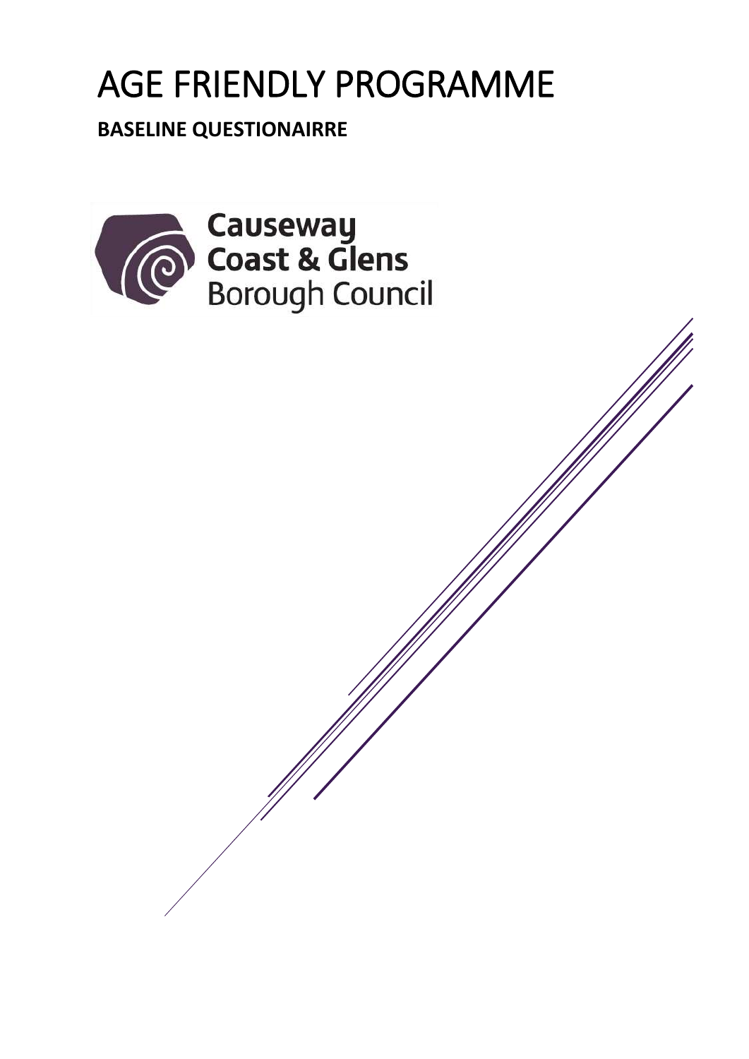# AGE FRIENDLY PROGRAMME

**BASELINE QUESTIONAIRRE**

Causeway Coast & Glens Borough Council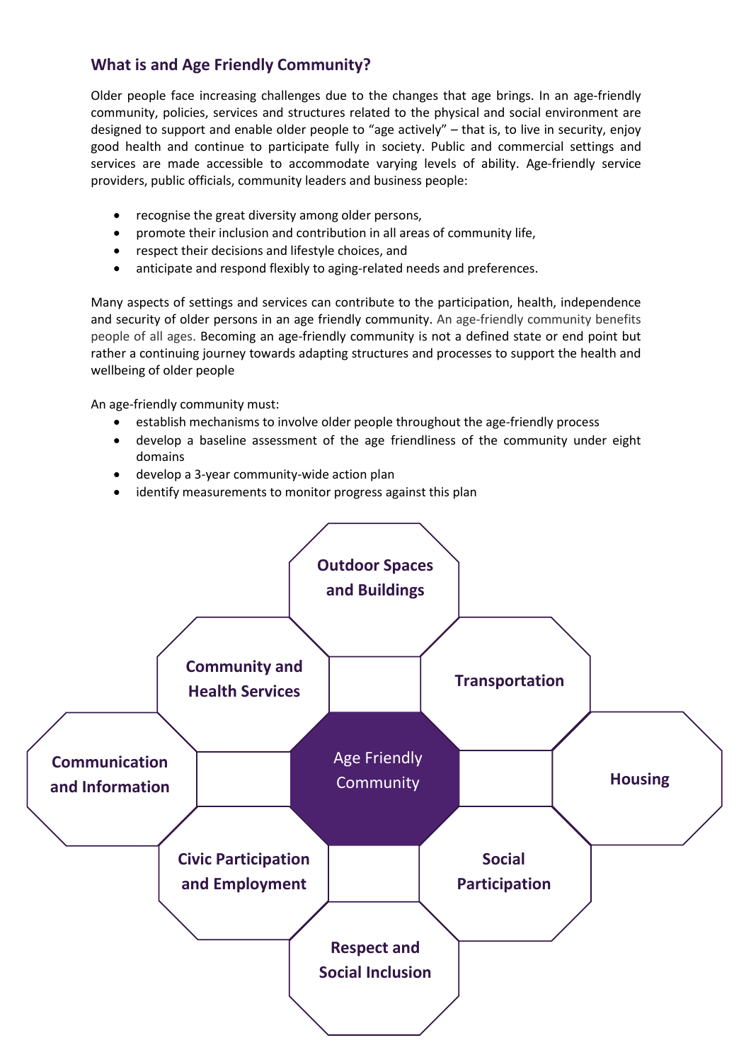## What is and Age Friendly Community?

Older people face increasing challenges due to the changes that age brings. In an age-friendly community, policies, services and structures related to the physical and social environment are designed to support and enable older people to "age actively" – that is, to live in security, enjoy good health and continue to participate fully in society. Public and commercial settings and services are made accessible to accommodate varying levels of ability. Age-friendly service providers, public officials, community leaders and business people:

- recognise the great diversity among older persons,
- promote their inclusion and contribution in all areas of community life,
- respect their decisions and lifestyle choices, and
- anticipate and respond flexibly to aging-related needs and preferences.

Many aspects of settings and services can contribute to the participation, health, independence and security of older persons in an age friendly community. An age-friendly community benefits people of all ages. Becoming an age-friendly community is not a defined state or end point but rather a continuing journey towards adapting structures and processes to support the health and wellbeing of older people

An age-friendly community must:

- establish mechanisms to involve older people throughout the age-friendly process
- develop a baseline assessment of the age friendliness of the community under eight domains
- develop a 3-year community-wide action plan
- identify measurements to monitor progress against this plan

Outdoor Spaces and Buildings

Community and Health Services

Transportation

Communication and Information

Age Friendly Community

Housing

Civic Participation and Employment

Social Participation

Respect and Social Inclusion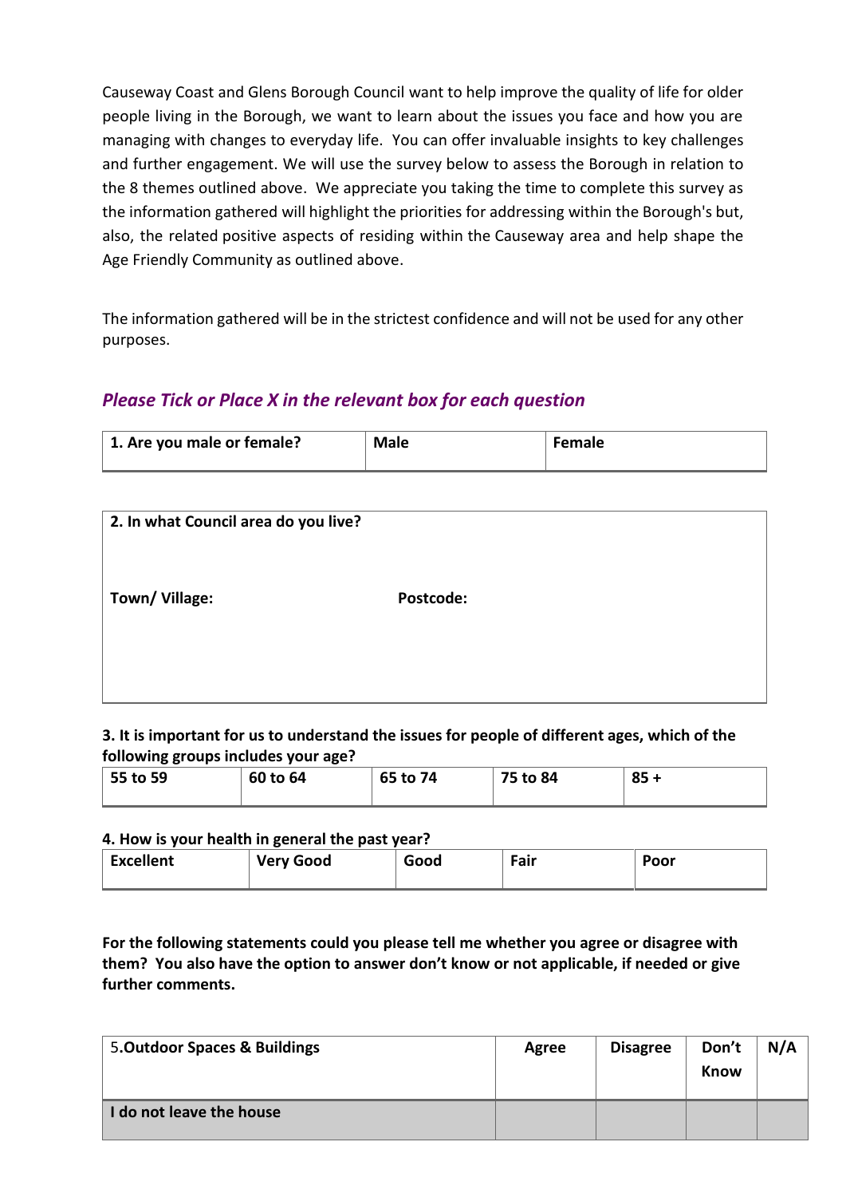Causeway Coast and Glens Borough Council want to help improve the quality of life for older people living in the Borough, we want to learn about the issues you face and how you are managing with changes to everyday life. You can offer invaluable insights to key challenges and further engagement. We will use the survey below to assess the Borough in relation to the 8 themes outlined above. We appreciate you taking the time to complete this survey as the information gathered will highlight the priorities for addressing within the Borough's but, also, the related positive aspects of residing within the Causeway area and help shape the Age Friendly Community as outlined above.

The information gathered will be in the strictest confidence and will not be used for any other purposes.

## *Please Tick or Place X in the relevant box for each question*

| **1. Are you male or female?** | **Male** | **Female** |
|---|---|---|

| **2. In what Council area do you live?** | |
|---|---|
| **Town/ Village:** | **Postcode:** |

**3. It is important for us to understand the issues for people of different ages, which of the following groups includes your age?**

| **55 to 59** | **60 to 64** | **65 to 74** | **75 to 84** | **85 +** |
|---|---|---|---|---|

**4. How is your health in general the past year?**

| **Excellent** | **Very Good** | **Good** | **Fair** | **Poor** |
|---|---|---|---|---|

**For the following statements could you please tell me whether you agree or disagree with them? You also have the option to answer don't know or not applicable, if needed or give further comments.**

| 5.**Outdoor Spaces & Buildings** | **Agree** | **Disagree** | **Don't Know** | **N/A** |
|---|---|---|---|---|
| **I do not leave the house** | | | | |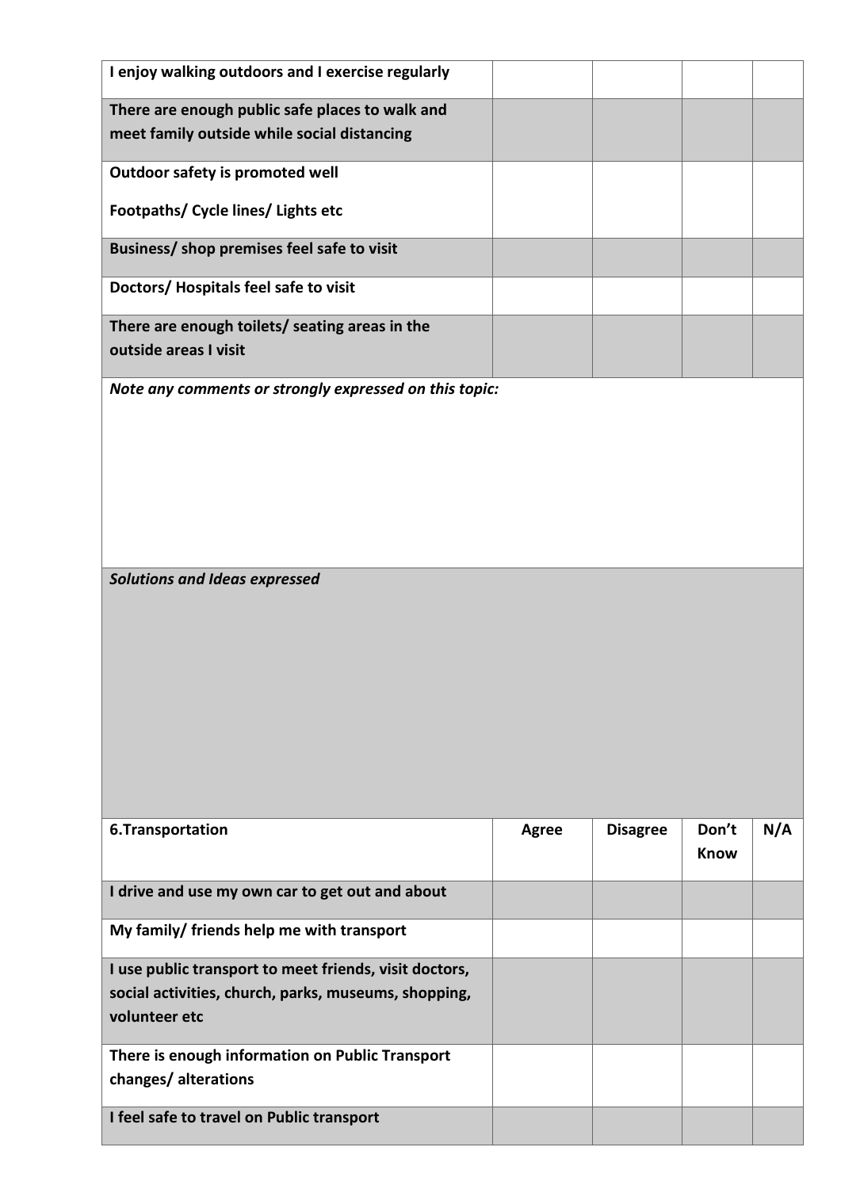| | | | | |
|---|---|---|---|---|
| **I enjoy walking outdoors and I exercise regularly** | | | | |
| **There are enough public safe places to walk and meet family outside while social distancing** | | | | |
| **Outdoor safety is promoted well**<br><br>**Footpaths/ Cycle lines/ Lights etc** | | | | |
| **Business/ shop premises feel safe to visit** | | | | |
| **Doctors/ Hospitals feel safe to visit** | | | | |
| **There are enough toilets/ seating areas in the outside areas I visit** | | | | |

***Note any comments or strongly expressed on this topic:***

***Solutions and Ideas expressed***

| **6.Transportation** | **Agree** | **Disagree** | **Don't Know** | **N/A** |
|---|---|---|---|---|
| **I drive and use my own car to get out and about** | | | | |
| **My family/ friends help me with transport** | | | | |
| **I use public transport to meet friends, visit doctors, social activities, church, parks, museums, shopping, volunteer etc** | | | | |
| **There is enough information on Public Transport changes/ alterations** | | | | |
| **I feel safe to travel on Public transport** | | | | |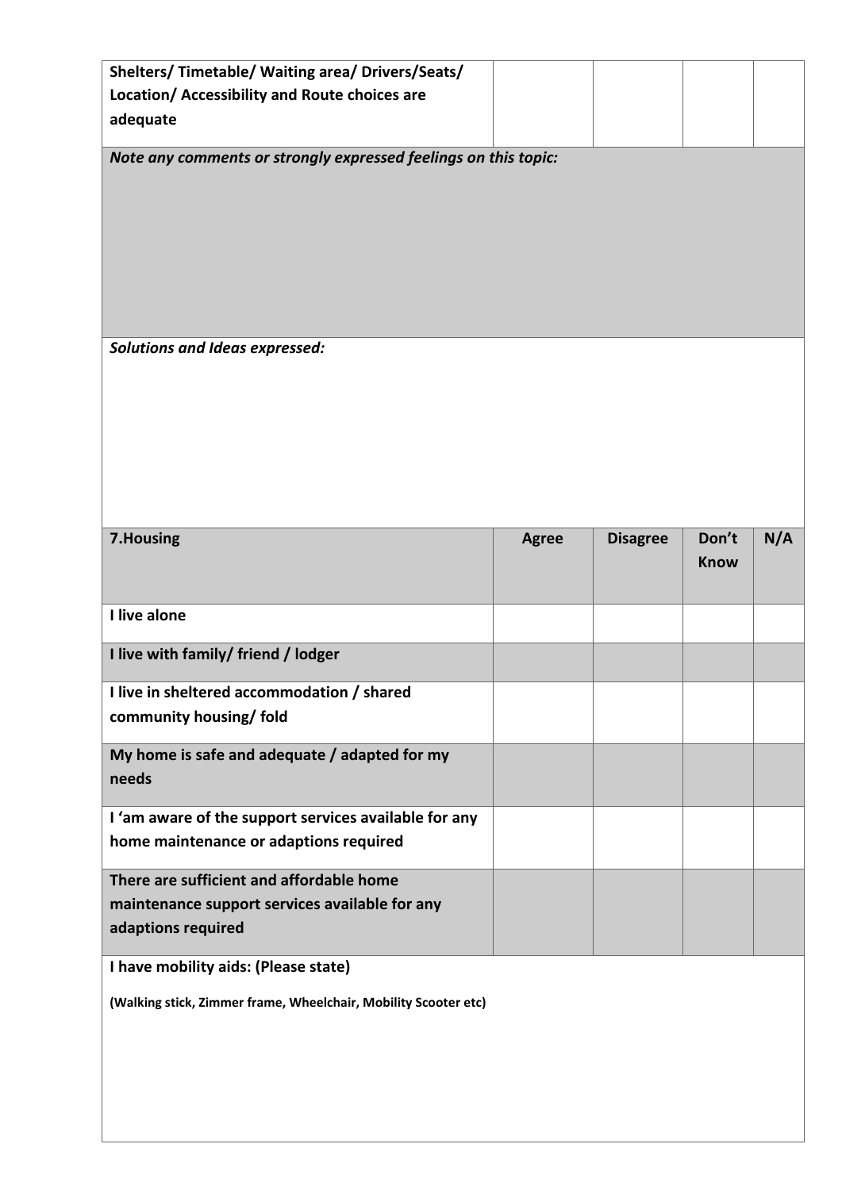| | | | | |
|---|---|---|---|---|
| **Shelters/ Timetable/ Waiting area/ Drivers/Seats/ Location/ Accessibility and Route choices are adequate** | | | | |

***Note any comments or strongly expressed feelings on this topic:***

***Solutions and Ideas expressed:***

| **7.Housing** | **Agree** | **Disagree** | **Don't Know** | **N/A** |
|---|---|---|---|---|
| **I live alone** | | | | |
| **I live with family/ friend / lodger** | | | | |
| **I live in sheltered accommodation / shared community housing/ fold** | | | | |
| **My home is safe and adequate / adapted for my needs** | | | | |
| **I 'am aware of the support services available for any home maintenance or adaptions required** | | | | |
| **There are sufficient and affordable home maintenance support services available for any adaptions required** | | | | |

**I have mobility aids: (Please state)**

**(Walking stick, Zimmer frame, Wheelchair, Mobility Scooter etc)**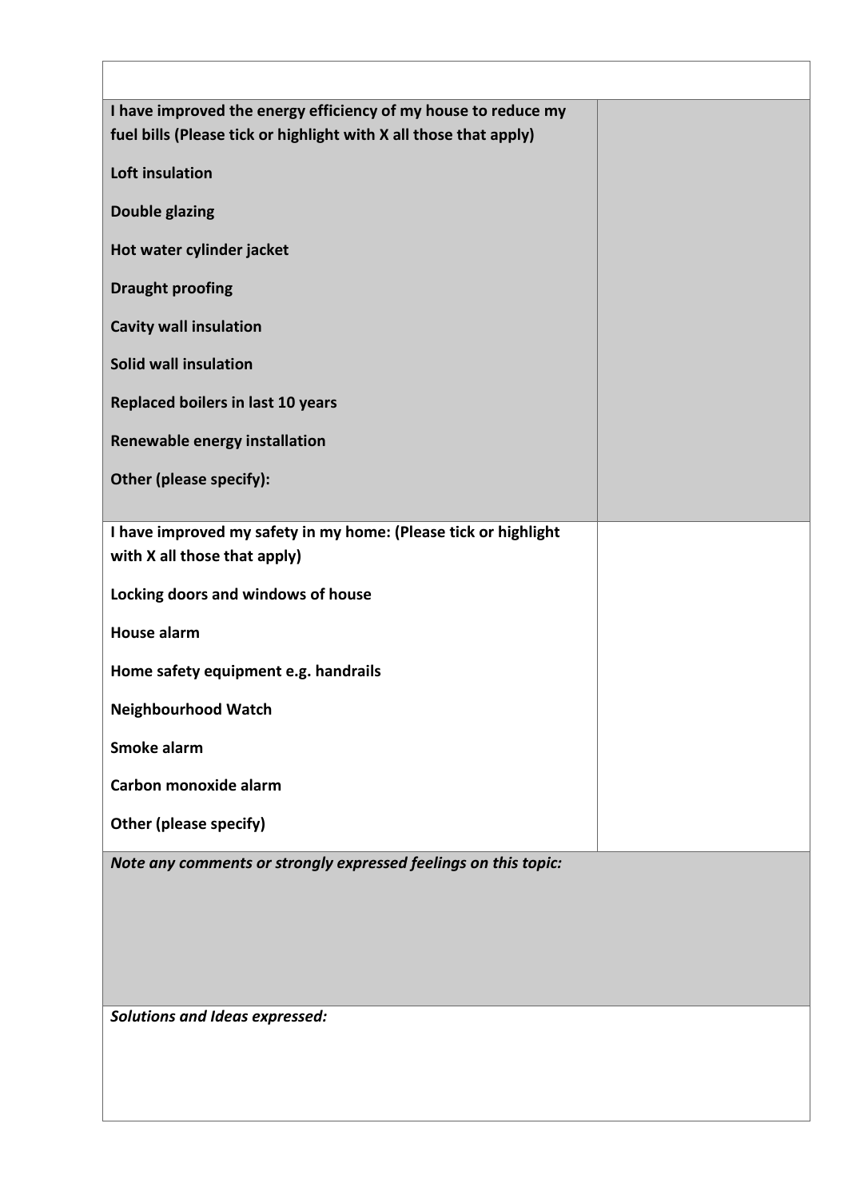| | |
|---|---|
| | |
| **I have improved the energy efficiency of my house to reduce my fuel bills (Please tick or highlight with X all those that apply)**<br><br>**Loft insulation**<br><br>**Double glazing**<br><br>**Hot water cylinder jacket**<br><br>**Draught proofing**<br><br>**Cavity wall insulation**<br><br>**Solid wall insulation**<br><br>**Replaced boilers in last 10 years**<br><br>**Renewable energy installation**<br><br>**Other (please specify):** | |
| **I have improved my safety in my home: (Please tick or highlight with X all those that apply)**<br><br>**Locking doors and windows of house**<br><br>**House alarm**<br><br>**Home safety equipment e.g. handrails**<br><br>**Neighbourhood Watch**<br><br>**Smoke alarm**<br><br>**Carbon monoxide alarm**<br><br>**Other (please specify)** | |
| ***Note any comments or strongly expressed feelings on this topic:*** | |
| ***Solutions and Ideas expressed:*** | |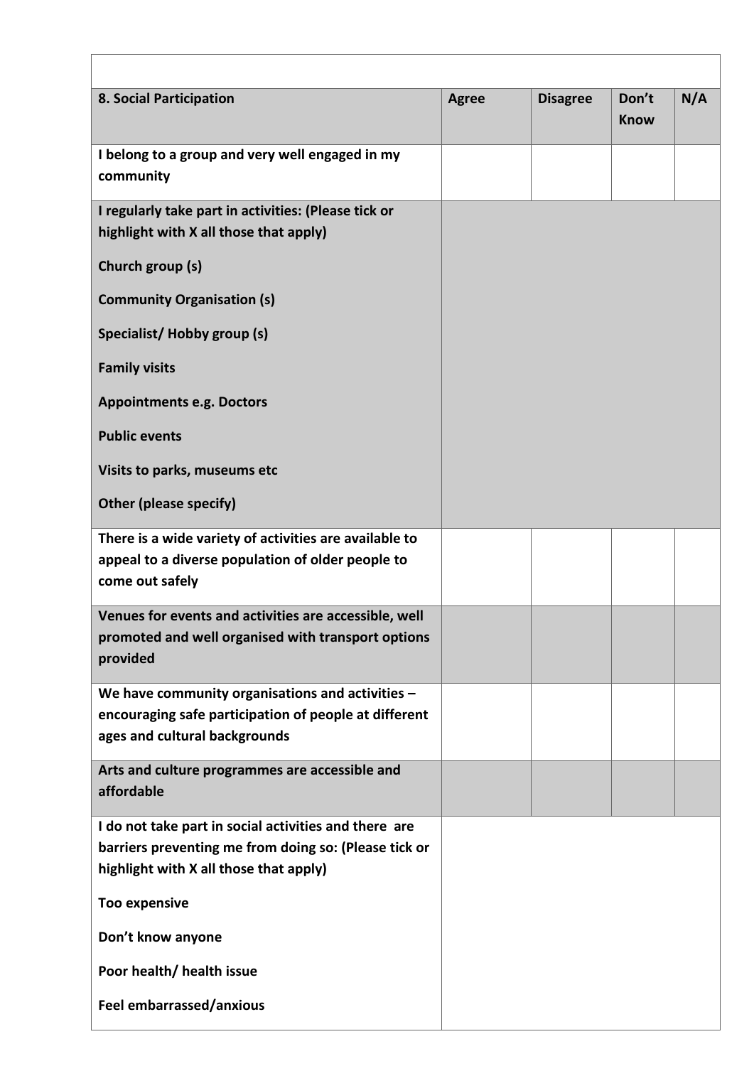| | | | | |
|---|---|---|---|---|
| **8. Social Participation** | **Agree** | **Disagree** | **Don't Know** | **N/A** |
| **I belong to a group and very well engaged in my community** | | | | |
| **I regularly take part in activities: (Please tick or highlight with X all those that apply)**<br>**Church group (s)**<br>**Community Organisation (s)**<br>**Specialist/ Hobby group (s)**<br>**Family visits**<br>**Appointments e.g. Doctors**<br>**Public events**<br>**Visits to parks, museums etc**<br>**Other (please specify)** | | | | |
| **There is a wide variety of activities are available to appeal to a diverse population of older people to come out safely** | | | | |
| **Venues for events and activities are accessible, well promoted and well organised with transport options provided** | | | | |
| **We have community organisations and activities – encouraging safe participation of people at different ages and cultural backgrounds** | | | | |
| **Arts and culture programmes are accessible and affordable** | | | | |
| **I do not take part in social activities and there are barriers preventing me from doing so: (Please tick or highlight with X all those that apply)**<br>**Too expensive**<br>**Don't know anyone**<br>**Poor health/ health issue**<br>**Feel embarrassed/anxious** | | | | |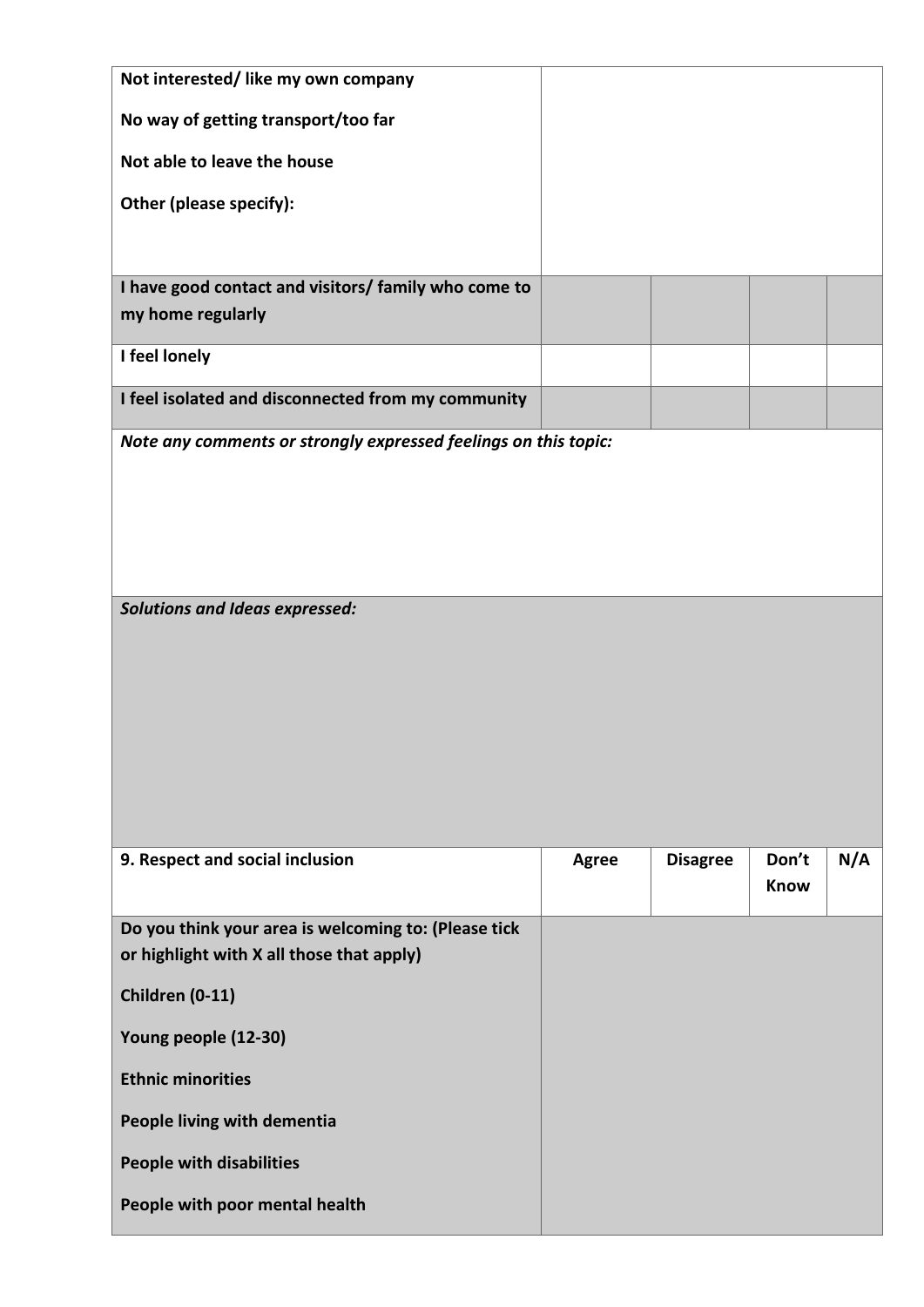| | | | | |
|---|---|---|---|---|
| **Not interested/ like my own company**<br><br>**No way of getting transport/too far**<br><br>**Not able to leave the house**<br><br>**Other (please specify):** | | | | |
| **I have good contact and visitors/ family who come to my home regularly** | | | | |
| **I feel lonely** | | | | |
| **I feel isolated and disconnected from my community** | | | | |

***Note any comments or strongly expressed feelings on this topic:***

***Solutions and Ideas expressed:***

| 9. Respect and social inclusion | Agree | Disagree | Don't Know | N/A |
|---|---|---|---|---|
| **Do you think your area is welcoming to: (Please tick or highlight with X all those that apply)**<br><br>**Children (0-11)**<br><br>**Young people (12-30)**<br><br>**Ethnic minorities**<br><br>**People living with dementia**<br><br>**People with disabilities**<br><br>**People with poor mental health** | | | | |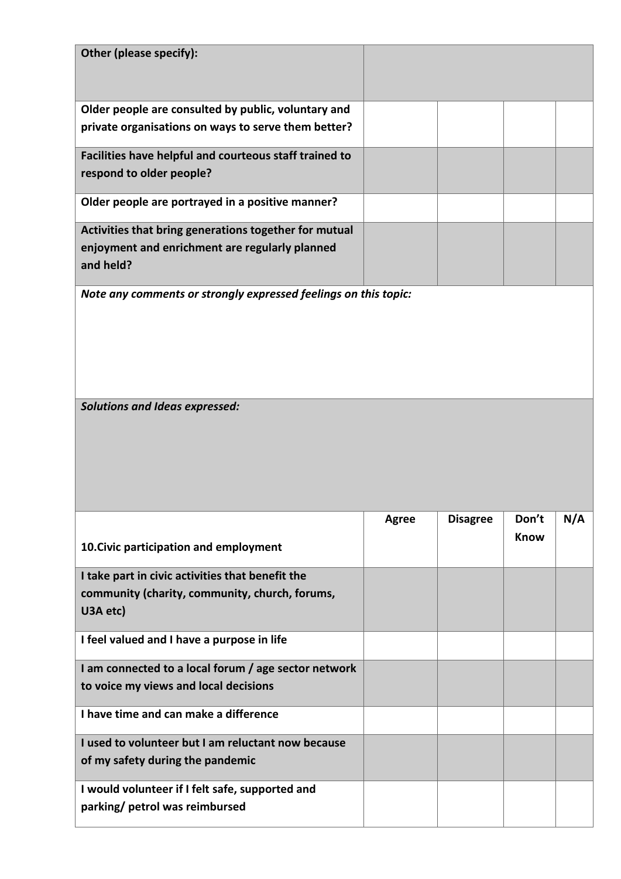| **Other (please specify):** | | | | |
|---|---|---|---|---|
| **Older people are consulted by public, voluntary and private organisations on ways to serve them better?** | | | | |
| **Facilities have helpful and courteous staff trained to respond to older people?** | | | | |
| **Older people are portrayed in a positive manner?** | | | | |
| **Activities that bring generations together for mutual enjoyment and enrichment are regularly planned and held?** | | | | |

***Note any comments or strongly expressed feelings on this topic:***

***Solutions and Ideas expressed:***

| **10.Civic participation and employment** | **Agree** | **Disagree** | **Don't Know** | **N/A** |
|---|---|---|---|---|
| **I take part in civic activities that benefit the community (charity, community, church, forums, U3A etc)** | | | | |
| **I feel valued and I have a purpose in life** | | | | |
| **I am connected to a local forum / age sector network to voice my views and local decisions** | | | | |
| **I have time and can make a difference** | | | | |
| **I used to volunteer but I am reluctant now because of my safety during the pandemic** | | | | |
| **I would volunteer if I felt safe, supported and parking/ petrol was reimbursed** | | | | |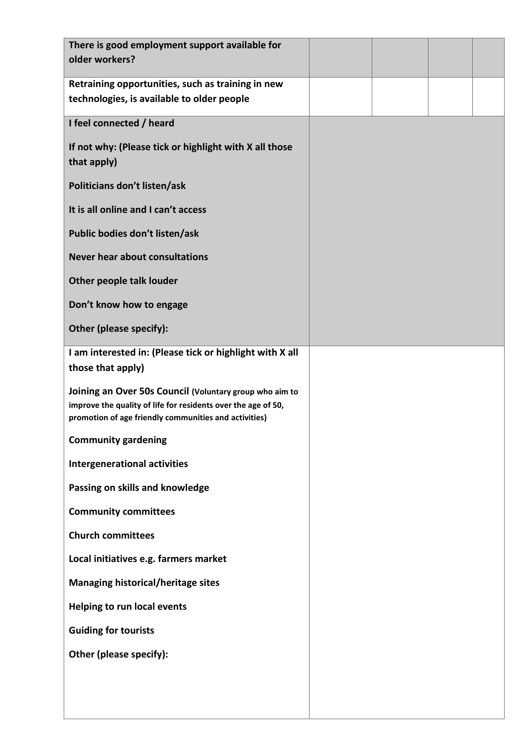| | | | | |
|---|---|---|---|---|
| **There is good employment support available for older workers?** | | | | |
| **Retraining opportunities, such as training in new technologies, is available to older people** | | | | |
| **I feel connected / heard**<br><br>**If not why: (Please tick or highlight with X all those that apply)**<br><br>**Politicians don't listen/ask**<br><br>**It is all online and I can't access**<br><br>**Public bodies don't listen/ask**<br><br>**Never hear about consultations**<br><br>**Other people talk louder**<br><br>**Don't know how to engage**<br><br>**Other (please specify):** | | | | |
| **I am interested in: (Please tick or highlight with X all those that apply)**<br><br>**Joining an Over 50s Council** **(Voluntary group who aim to improve the quality of life for residents over the age of 50, promotion of age friendly communities and activities)**<br><br>**Community gardening**<br><br>**Intergenerational activities**<br><br>**Passing on skills and knowledge**<br><br>**Community committees**<br><br>**Church committees**<br><br>**Local initiatives e.g. farmers market**<br><br>**Managing historical/heritage sites**<br><br>**Helping to run local events**<br><br>**Guiding for tourists**<br><br>**Other (please specify):** | | | | |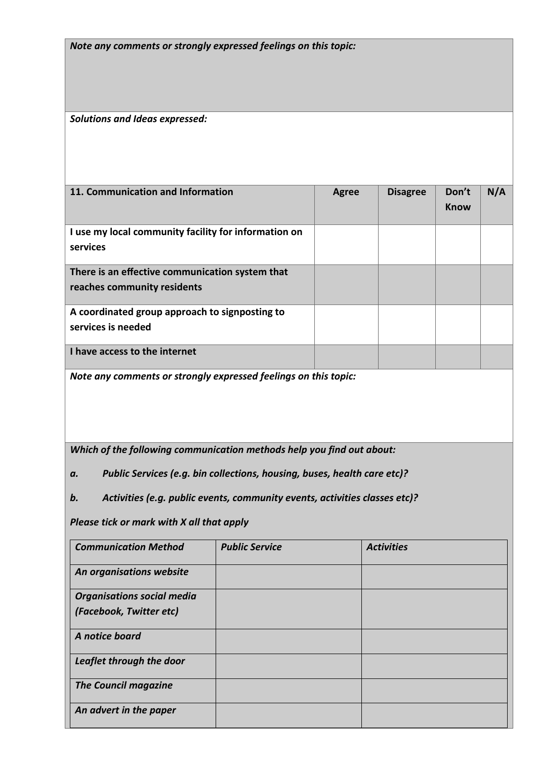***Note any comments or strongly expressed feelings on this topic:***

***Solutions and Ideas expressed:***

| **11. Communication and Information** | **Agree** | **Disagree** | **Don't Know** | **N/A** |
|---|---|---|---|---|
| **I use my local community facility for information on services** | | | | |
| **There is an effective communication system that reaches community residents** | | | | |
| **A coordinated group approach to signposting to services is needed** | | | | |
| **I have access to the internet** | | | | |

***Note any comments or strongly expressed feelings on this topic:***

***Which of the following communication methods help you find out about:***

***a. Public Services (e.g. bin collections, housing, buses, health care etc)?***

***b. Activities (e.g. public events, community events, activities classes etc)?***

***Please tick or mark with X all that apply***

| ***Communication Method*** | ***Public Service*** | ***Activities*** |
|---|---|---|
| ***An organisations website*** | | |
| ***Organisations social media (Facebook, Twitter etc)*** | | |
| ***A notice board*** | | |
| ***Leaflet through the door*** | | |
| ***The Council magazine*** | | |
| ***An advert in the paper*** | | |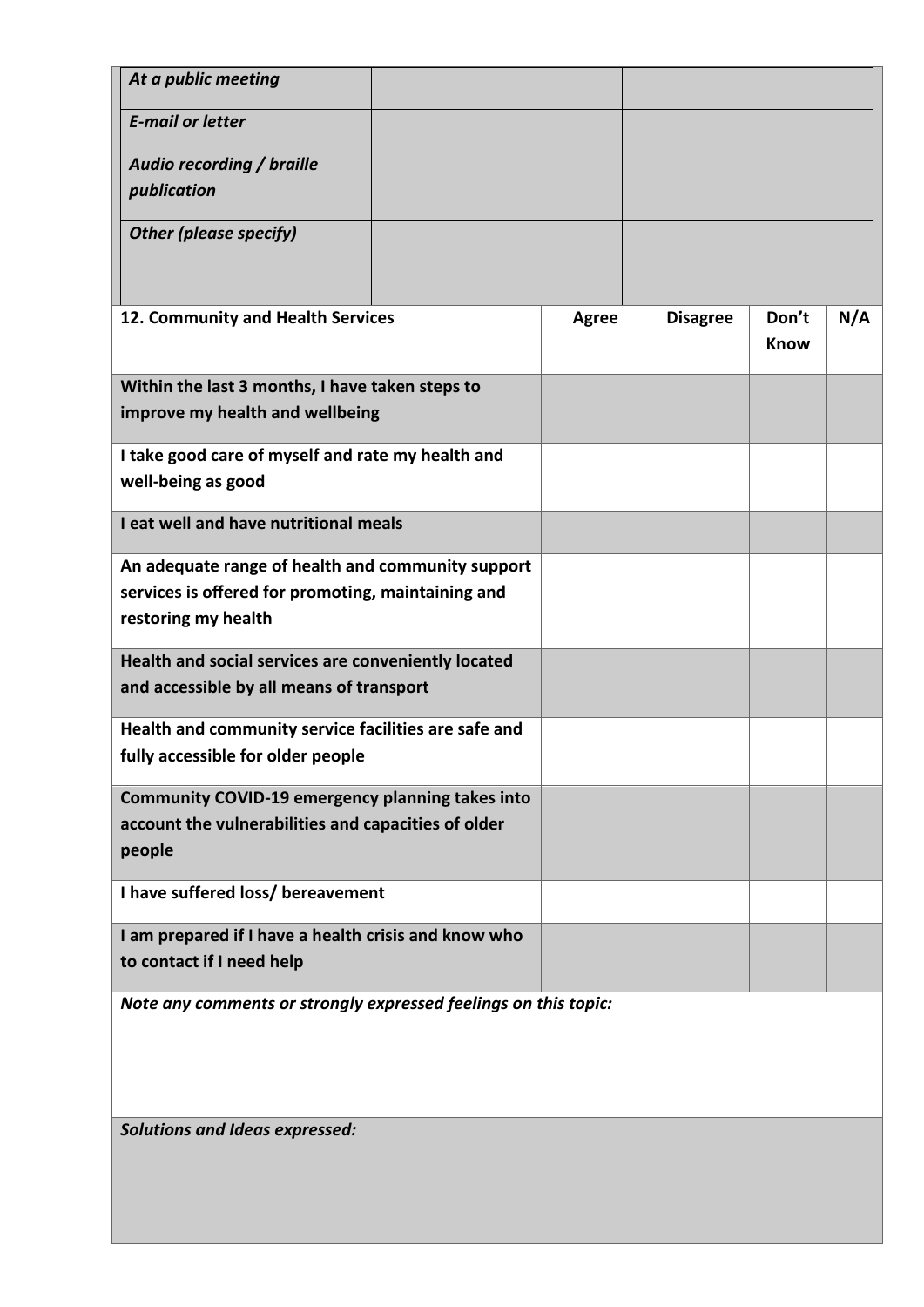| | | |
|---|---|---|
| *At a public meeting* | | |
| *E-mail or letter* | | |
| *Audio recording / braille publication* | | |
| *Other (please specify)* | | |

| **12. Community and Health Services** | **Agree** | **Disagree** | **Don't Know** | **N/A** |
|---|---|---|---|---|
| **Within the last 3 months, I have taken steps to improve my health and wellbeing** | | | | |
| **I take good care of myself and rate my health and well-being as good** | | | | |
| **I eat well and have nutritional meals** | | | | |
| **An adequate range of health and community support services is offered for promoting, maintaining and restoring my health** | | | | |
| **Health and social services are conveniently located and accessible by all means of transport** | | | | |
| **Health and community service facilities are safe and fully accessible for older people** | | | | |
| **Community COVID-19 emergency planning takes into account the vulnerabilities and capacities of older people** | | | | |
| **I have suffered loss/ bereavement** | | | | |
| **I am prepared if I have a health crisis and know who to contact if I need help** | | | | |

***Note any comments or strongly expressed feelings on this topic:***

***Solutions and Ideas expressed:***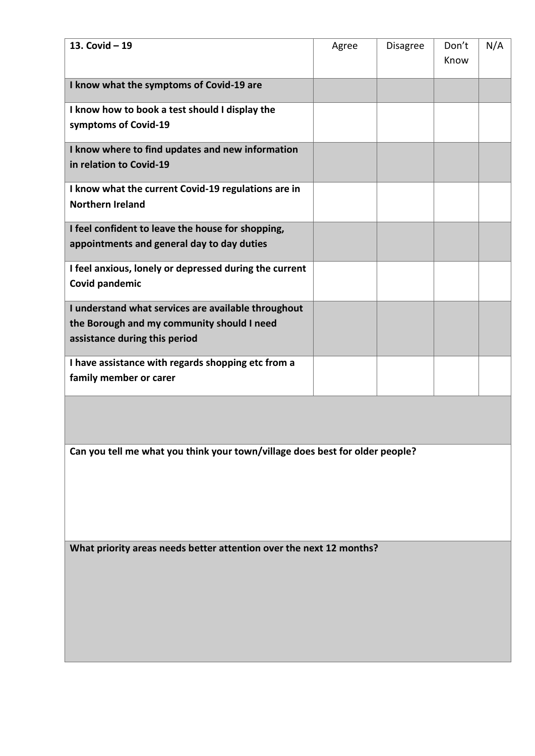| 13. Covid – 19 | Agree | Disagree | Don't Know | N/A |
|---|---|---|---|---|
| **I know what the symptoms of Covid-19 are** | | | | |
| **I know how to book a test should I display the symptoms of Covid-19** | | | | |
| **I know where to find updates and new information in relation to Covid-19** | | | | |
| **I know what the current Covid-19 regulations are in Northern Ireland** | | | | |
| **I feel confident to leave the house for shopping, appointments and general day to day duties** | | | | |
| **I feel anxious, lonely or depressed during the current Covid pandemic** | | | | |
| **I understand what services are available throughout the Borough and my community should I need assistance during this period** | | | | |
| **I have assistance with regards shopping etc from a family member or carer** | | | | |

**Can you tell me what you think your town/village does best for older people?**

**What priority areas needs better attention over the next 12 months?**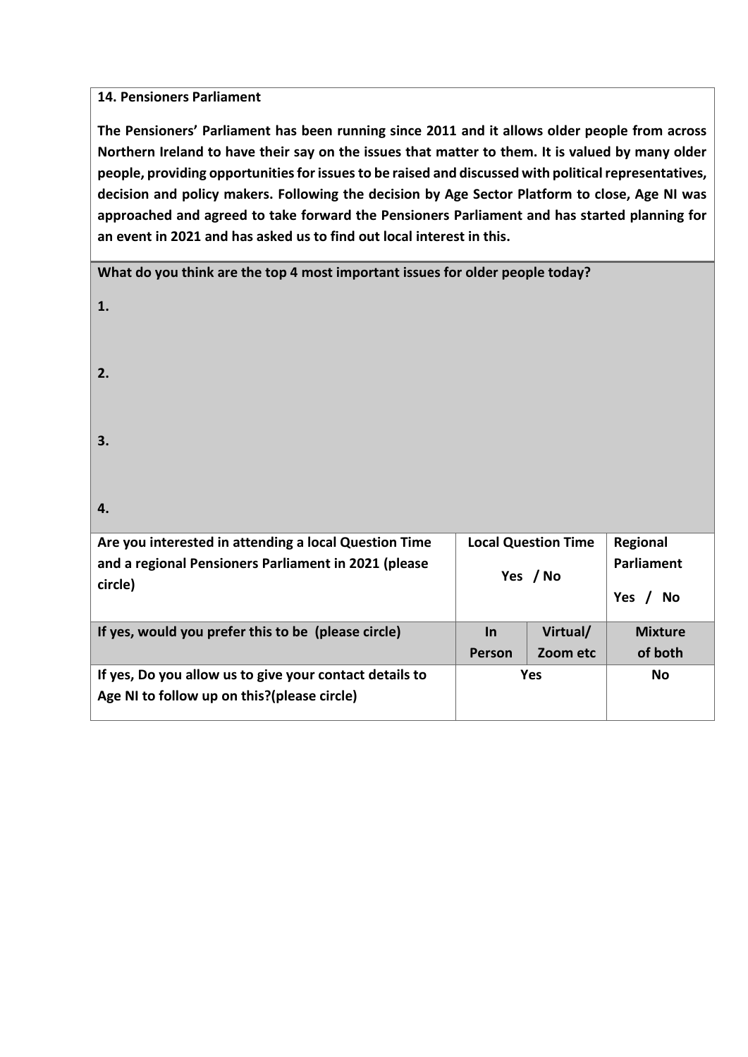**14. Pensioners Parliament**

**The Pensioners' Parliament has been running since 2011 and it allows older people from across Northern Ireland to have their say on the issues that matter to them. It is valued by many older people, providing opportunities for issues to be raised and discussed with political representatives, decision and policy makers. Following the decision by Age Sector Platform to close, Age NI was approached and agreed to take forward the Pensioners Parliament and has started planning for an event in 2021 and has asked us to find out local interest in this.**

**What do you think are the top 4 most important issues for older people today?**

**1.**

**2.**

**3.**

**4.**

| | | | |
|---|---|---|---|
| **Are you interested in attending a local Question Time and a regional Pensioners Parliament in 2021 (please circle)** | **Local Question Time**<br>**Yes / No** | | **Regional Parliament**<br>**Yes / No** |
| **If yes, would you prefer this to be (please circle)** | **In Person** | **Virtual/ Zoom etc** | **Mixture of both** |
| **If yes, Do you allow us to give your contact details to Age NI to follow up on this?(please circle)** | **Yes** | | **No** |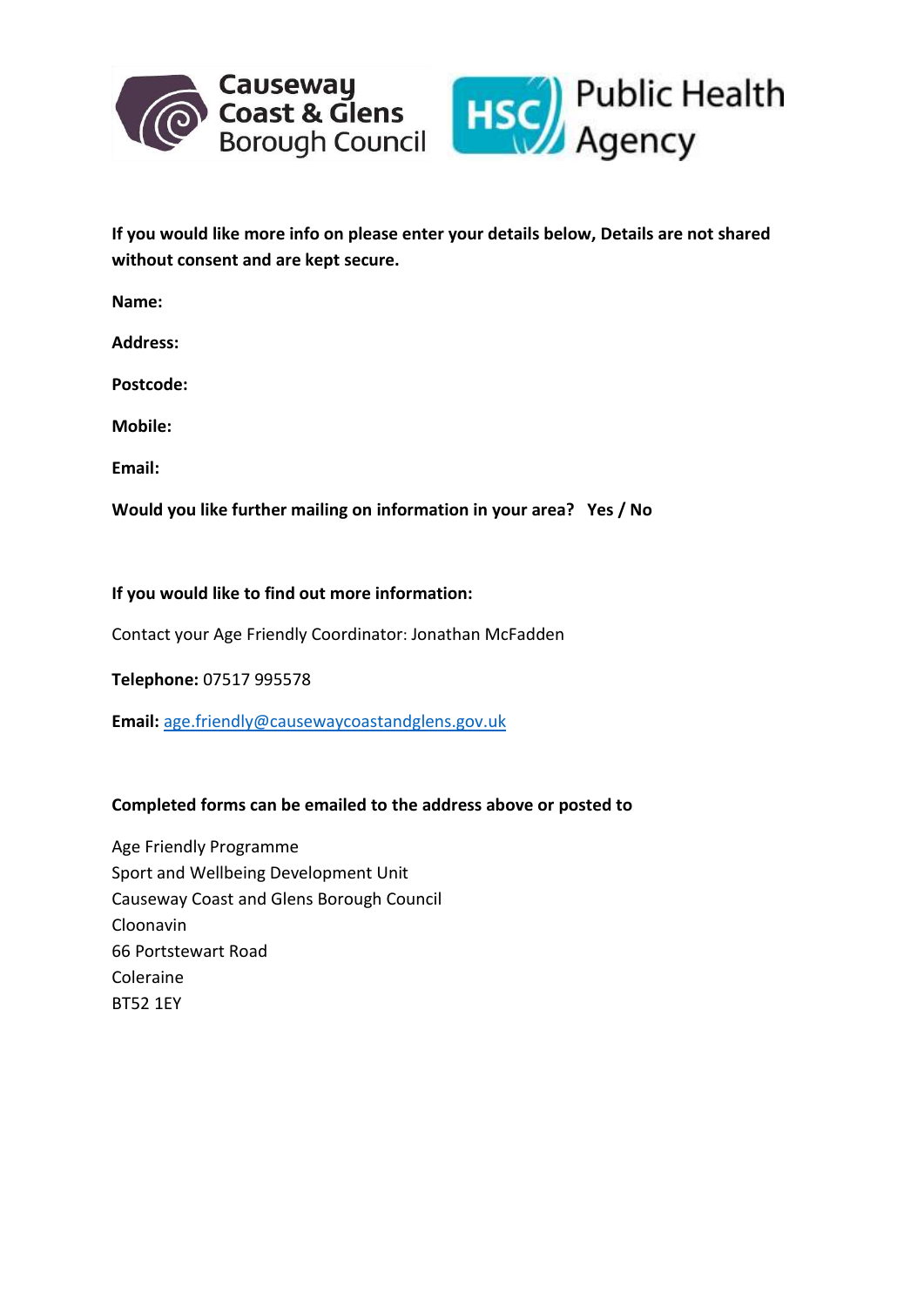Causeway Coast & Glens Borough Council

HSC Public Health Agency

**If you would like more info on please enter your details below, Details are not shared without consent and are kept secure.**

**Name:**

**Address:**

**Postcode:**

**Mobile:**

**Email:**

**Would you like further mailing on information in your area?   Yes / No**

**If you would like to find out more information:**

Contact your Age Friendly Coordinator: Jonathan McFadden

**Telephone:** 07517 995578

**Email:** age.friendly@causewaycoastandglens.gov.uk

**Completed forms can be emailed to the address above or posted to**

Age Friendly Programme
Sport and Wellbeing Development Unit
Causeway Coast and Glens Borough Council
Cloonavin
66 Portstewart Road
Coleraine
BT52 1EY